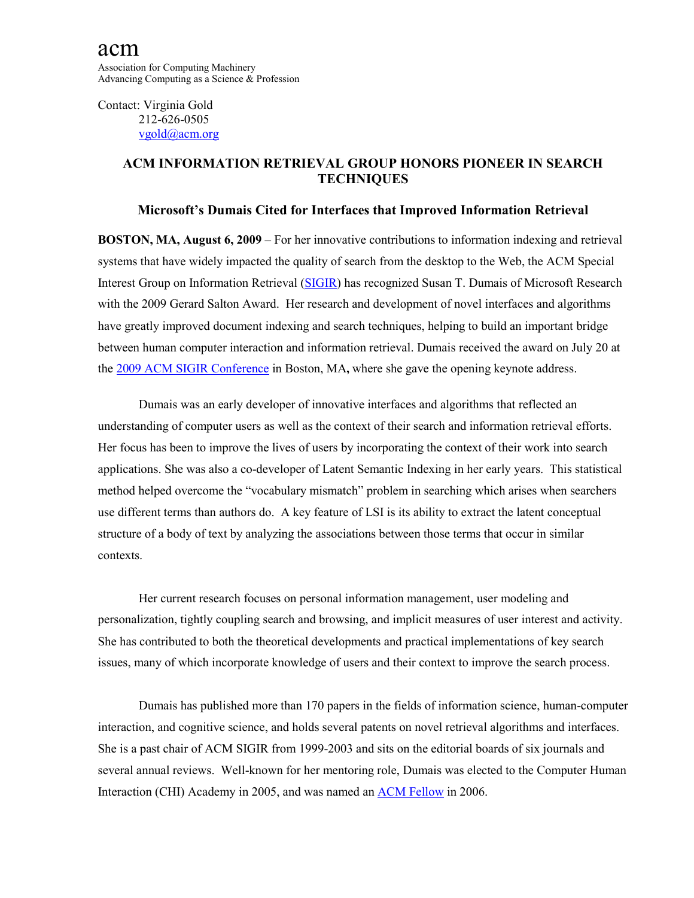acm

Association for Computing Machinery
Advancing Computing as a Science & Profession

Contact: Virginia Gold
212-626-0505
vgold@acm.org

## ACM INFORMATION RETRIEVAL GROUP HONORS PIONEER IN SEARCH TECHNIQUES

### Microsoft's Dumais Cited for Interfaces that Improved Information Retrieval

**BOSTON, MA, August 6, 2009** – For her innovative contributions to information indexing and retrieval systems that have widely impacted the quality of search from the desktop to the Web, the ACM Special Interest Group on Information Retrieval (SIGIR) has recognized Susan T. Dumais of Microsoft Research with the 2009 Gerard Salton Award. Her research and development of novel interfaces and algorithms have greatly improved document indexing and search techniques, helping to build an important bridge between human computer interaction and information retrieval. Dumais received the award on July 20 at the 2009 ACM SIGIR Conference in Boston, MA, where she gave the opening keynote address.

Dumais was an early developer of innovative interfaces and algorithms that reflected an understanding of computer users as well as the context of their search and information retrieval efforts. Her focus has been to improve the lives of users by incorporating the context of their work into search applications. She was also a co-developer of Latent Semantic Indexing in her early years. This statistical method helped overcome the "vocabulary mismatch" problem in searching which arises when searchers use different terms than authors do. A key feature of LSI is its ability to extract the latent conceptual structure of a body of text by analyzing the associations between those terms that occur in similar contexts.

Her current research focuses on personal information management, user modeling and personalization, tightly coupling search and browsing, and implicit measures of user interest and activity. She has contributed to both the theoretical developments and practical implementations of key search issues, many of which incorporate knowledge of users and their context to improve the search process.

Dumais has published more than 170 papers in the fields of information science, human-computer interaction, and cognitive science, and holds several patents on novel retrieval algorithms and interfaces. She is a past chair of ACM SIGIR from 1999-2003 and sits on the editorial boards of six journals and several annual reviews. Well-known for her mentoring role, Dumais was elected to the Computer Human Interaction (CHI) Academy in 2005, and was named an ACM Fellow in 2006.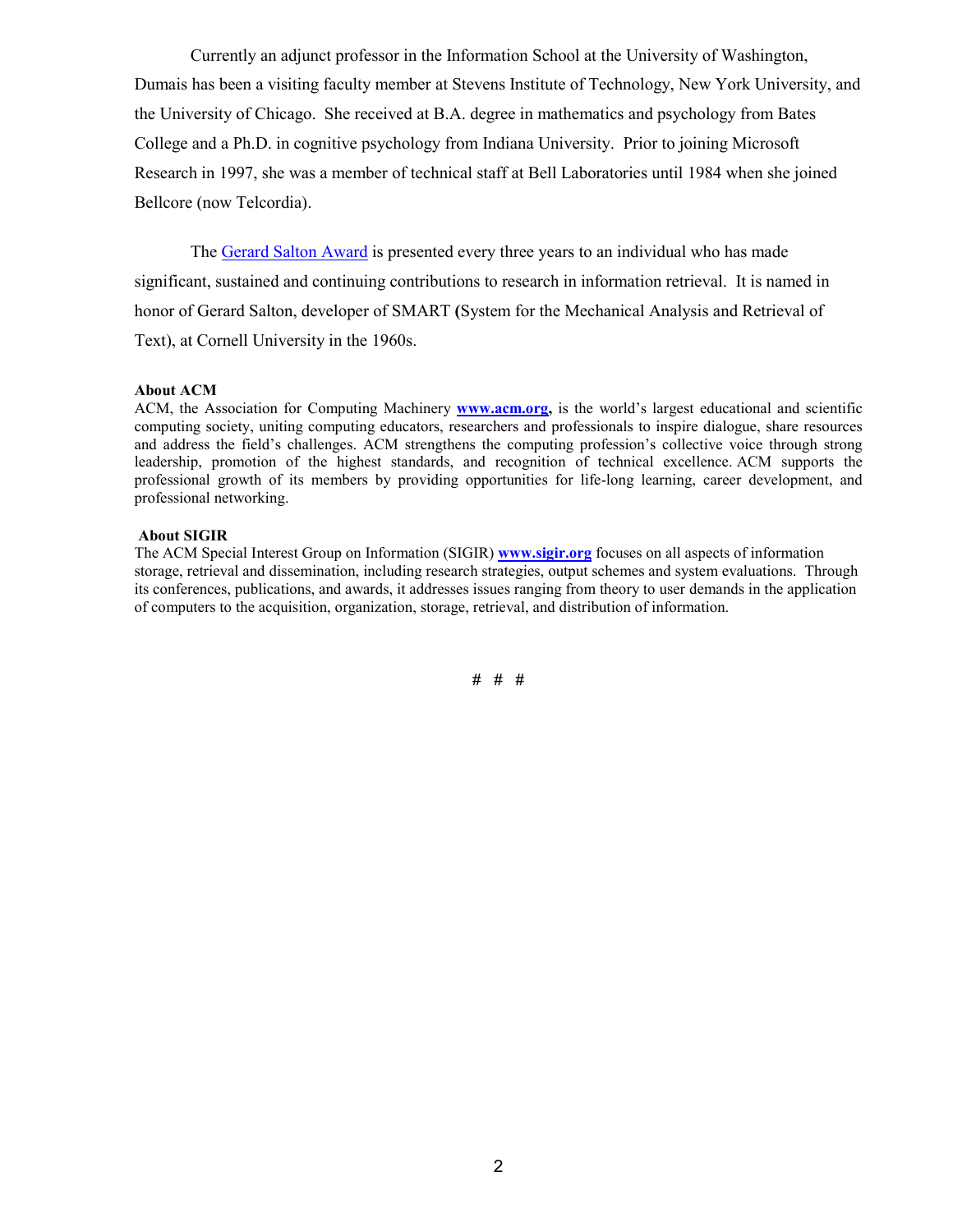Currently an adjunct professor in the Information School at the University of Washington, Dumais has been a visiting faculty member at Stevens Institute of Technology, New York University, and the University of Chicago. She received at B.A. degree in mathematics and psychology from Bates College and a Ph.D. in cognitive psychology from Indiana University. Prior to joining Microsoft Research in 1997, she was a member of technical staff at Bell Laboratories until 1984 when she joined Bellcore (now Telcordia).

The Gerard Salton Award is presented every three years to an individual who has made significant, sustained and continuing contributions to research in information retrieval. It is named in honor of Gerard Salton, developer of SMART **(**System for the Mechanical Analysis and Retrieval of Text), at Cornell University in the 1960s.

**About ACM**
ACM, the Association for Computing Machinery **www.acm.org,** is the world's largest educational and scientific computing society, uniting computing educators, researchers and professionals to inspire dialogue, share resources and address the field's challenges. ACM strengthens the computing profession's collective voice through strong leadership, promotion of the highest standards, and recognition of technical excellence. ACM supports the professional growth of its members by providing opportunities for life-long learning, career development, and professional networking.

**About SIGIR**
The ACM Special Interest Group on Information (SIGIR) **www.sigir.org** focuses on all aspects of information storage, retrieval and dissemination, including research strategies, output schemes and system evaluations. Through its conferences, publications, and awards, it addresses issues ranging from theory to user demands in the application of computers to the acquisition, organization, storage, retrieval, and distribution of information.

# # #